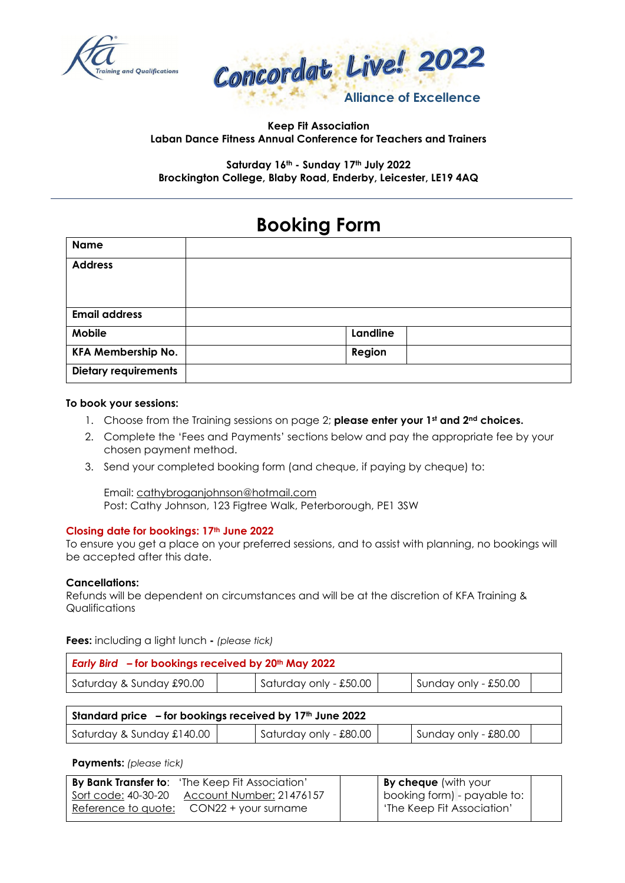Training and Qualifications

# Concordat Live! 2022

Alliance of Excellence

**Keep Fit Association**
**Laban Dance Fitness Annual Conference for Teachers and Trainers**

**Saturday 16th - Sunday 17th July 2022**
**Brockington College, Blaby Road, Enderby, Leicester, LE19 4AQ**

---

## Booking Form

| | | | |
|---|---|---|---|
| **Name** | | | |
| **Address** | | | |
| **Email address** | | | |
| **Mobile** | | **Landline** | |
| **KFA Membership No.** | | **Region** | |
| **Dietary requirements** | | | |

**To book your sessions:**

1. Choose from the Training sessions on page 2; **please enter your 1st and 2nd choices.**
2. Complete the 'Fees and Payments' sections below and pay the appropriate fee by your chosen payment method.
3. Send your completed booking form (and cheque, if paying by cheque) to:

   Email: cathybroganjohnson@hotmail.com
   Post: Cathy Johnson, 123 Figtree Walk, Peterborough, PE1 3SW

**Closing date for bookings: 17th June 2022**
To ensure you get a place on your preferred sessions, and to assist with planning, no bookings will be accepted after this date.

**Cancellations:**
Refunds will be dependent on circumstances and will be at the discretion of KFA Training & Qualifications

**Fees:** including a light lunch **-** *(please tick)*

| ***Early Bird*** **– for bookings received by 20th May 2022** | | | | | |
|---|---|---|---|---|---|
| Saturday & Sunday £90.00 | | Saturday only - £50.00 | | Sunday only - £50.00 | |

| **Standard price – for bookings received by 17th June 2022** | | | | | |
|---|---|---|---|---|---|
| Saturday & Sunday £140.00 | | Saturday only - £80.00 | | Sunday only - £80.00 | |

**Payments:** *(please tick)*

| | | | |
|---|---|---|---|
| **By Bank Transfer to**: 'The Keep Fit Association'<br>Sort code: 40-30-20 Account Number: 21476157<br>Reference to quote: CON22 + your surname | | **By cheque** (with your booking form) - payable to: 'The Keep Fit Association' | |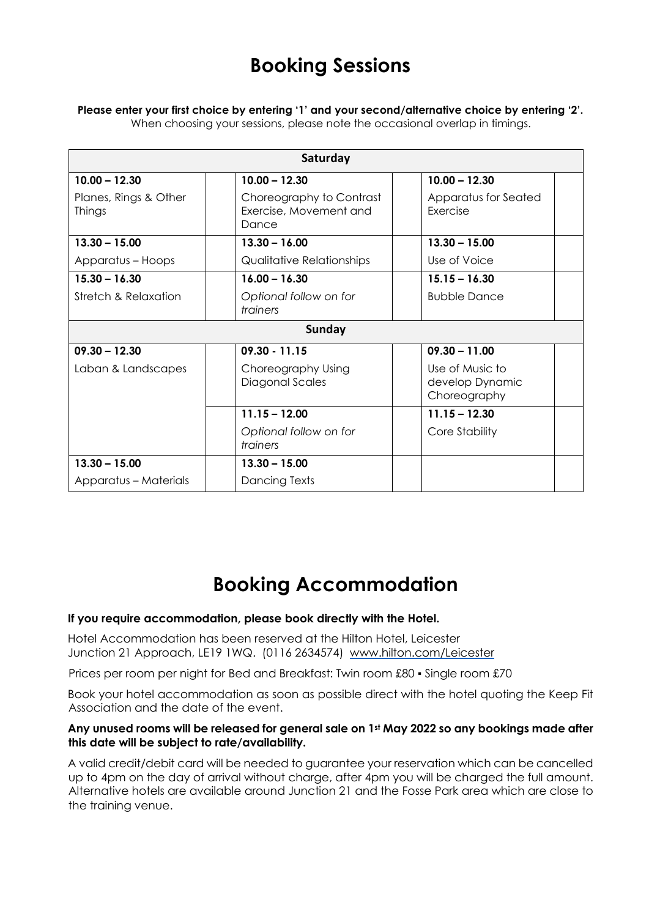# Booking Sessions

**Please enter your first choice by entering '1' and your second/alternative choice by entering '2'.**
When choosing your sessions, please note the occasional overlap in timings.

| Saturday | | | | | |
|---|---|---|---|---|---|
| **10.00 – 12.30**<br>Planes, Rings & Other Things | | **10.00 – 12.30**<br>Choreography to Contrast Exercise, Movement and Dance | | **10.00 – 12.30**<br>Apparatus for Seated Exercise | |
| **13.30 – 15.00**<br>Apparatus – Hoops | | **13.30 – 16.00**<br>Qualitative Relationships | | **13.30 – 15.00**<br>Use of Voice | |
| **15.30 – 16.30**<br>Stretch & Relaxation | | **16.00 – 16.30**<br>*Optional follow on for trainers* | | **15.15 – 16.30**<br>Bubble Dance | |
| **Sunday** | | | | | |
| **09.30 – 12.30**<br>Laban & Landscapes | | **09.30 - 11.15**<br>Choreography Using Diagonal Scales | | **09.30 – 11.00**<br>Use of Music to develop Dynamic Choreography | |
| | | **11.15 – 12.00**<br>*Optional follow on for trainers* | | **11.15 – 12.30**<br>Core Stability | |
| **13.30 – 15.00**<br>Apparatus – Materials | | **13.30 – 15.00**<br>Dancing Texts | | | |

# Booking Accommodation

**If you require accommodation, please book directly with the Hotel.**

Hotel Accommodation has been reserved at the Hilton Hotel, Leicester
Junction 21 Approach, LE19 1WQ. (0116 2634574) www.hilton.com/Leicester

Prices per room per night for Bed and Breakfast: Twin room £80 ▪ Single room £70

Book your hotel accommodation as soon as possible direct with the hotel quoting the Keep Fit Association and the date of the event.

**Any unused rooms will be released for general sale on 1st May 2022 so any bookings made after this date will be subject to rate/availability.**

A valid credit/debit card will be needed to guarantee your reservation which can be cancelled up to 4pm on the day of arrival without charge, after 4pm you will be charged the full amount. Alternative hotels are available around Junction 21 and the Fosse Park area which are close to the training venue.